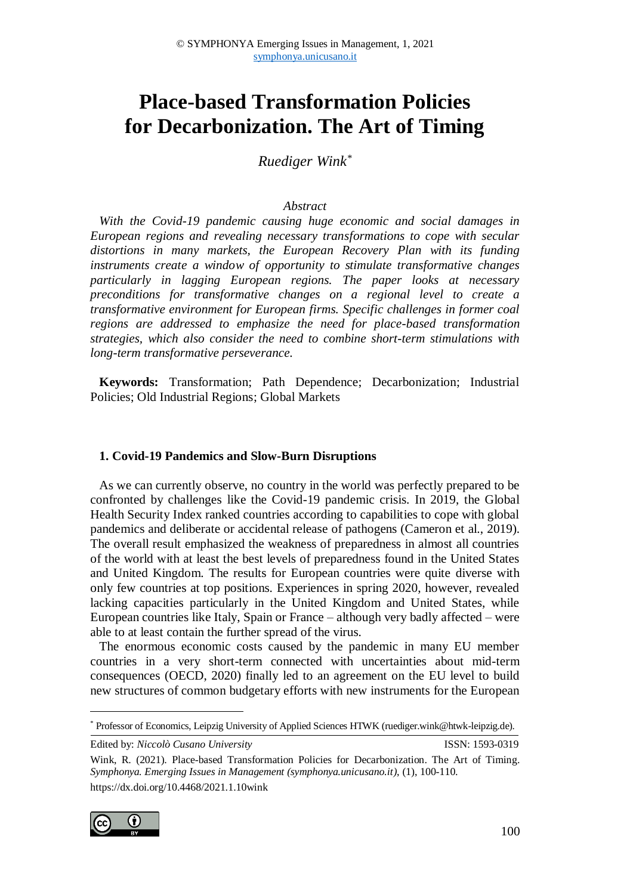# Place-based Transformation Policies for Decarbonization. The Art of Timing

*Ruediger Wink*[*]

*Abstract*

*With the Covid-19 pandemic causing huge economic and social damages in European regions and revealing necessary transformations to cope with secular distortions in many markets, the European Recovery Plan with its funding instruments create a window of opportunity to stimulate transformative changes particularly in lagging European regions. The paper looks at necessary preconditions for transformative changes on a regional level to create a transformative environment for European firms. Specific challenges in former coal regions are addressed to emphasize the need for place-based transformation strategies, which also consider the need to combine short-term stimulations with long-term transformative perseverance.*

**Keywords:** Transformation; Path Dependence; Decarbonization; Industrial Policies; Old Industrial Regions; Global Markets

## 1. Covid-19 Pandemics and Slow-Burn Disruptions

As we can currently observe, no country in the world was perfectly prepared to be confronted by challenges like the Covid-19 pandemic crisis. In 2019, the Global Health Security Index ranked countries according to capabilities to cope with global pandemics and deliberate or accidental release of pathogens (Cameron et al., 2019). The overall result emphasized the weakness of preparedness in almost all countries of the world with at least the best levels of preparedness found in the United States and United Kingdom. The results for European countries were quite diverse with only few countries at top positions. Experiences in spring 2020, however, revealed lacking capacities particularly in the United Kingdom and United States, while European countries like Italy, Spain or France – although very badly affected – were able to at least contain the further spread of the virus.

The enormous economic costs caused by the pandemic in many EU member countries in a very short-term connected with uncertainties about mid-term consequences (OECD, 2020) finally led to an agreement on the EU level to build new structures of common budgetary efforts with new instruments for the European

[*] Professor of Economics, Leipzig University of Applied Sciences HTWK (ruediger.wink@htwk-leipzig.de).

Edited by: *Niccolò Cusano University* ISSN: 1593-0319

Wink, R. (2021). Place-based Transformation Policies for Decarbonization. The Art of Timing. *Symphonya. Emerging Issues in Management (symphonya.unicusano.it)*, (1), 100-110.

https://dx.doi.org/10.4468/2021.1.10wink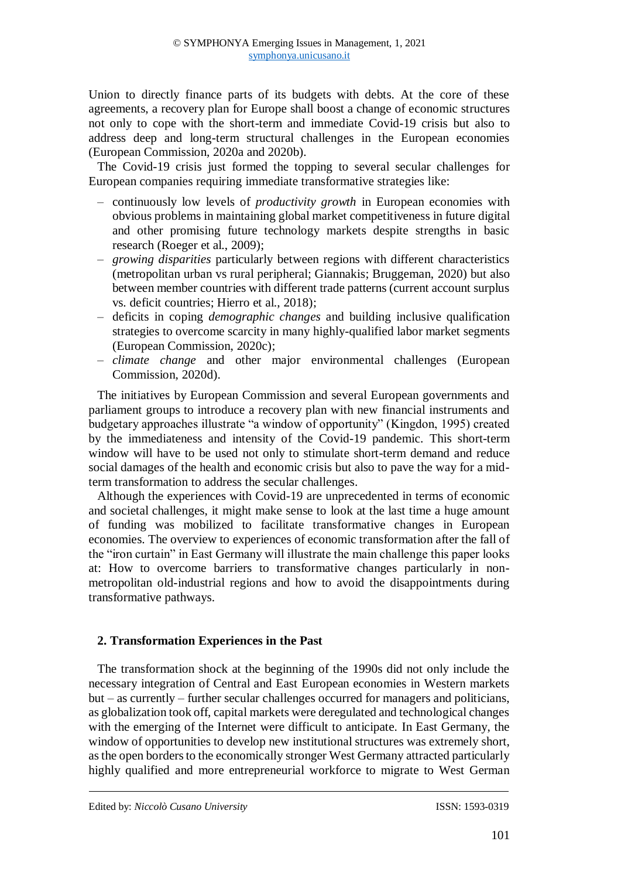Union to directly finance parts of its budgets with debts. At the core of these agreements, a recovery plan for Europe shall boost a change of economic structures not only to cope with the short-term and immediate Covid-19 crisis but also to address deep and long-term structural challenges in the European economies (European Commission, 2020a and 2020b).

The Covid-19 crisis just formed the topping to several secular challenges for European companies requiring immediate transformative strategies like:

- continuously low levels of *productivity growth* in European economies with obvious problems in maintaining global market competitiveness in future digital and other promising future technology markets despite strengths in basic research (Roeger et al., 2009);
- *growing disparities* particularly between regions with different characteristics (metropolitan urban vs rural peripheral; Giannakis; Bruggeman, 2020) but also between member countries with different trade patterns (current account surplus vs. deficit countries; Hierro et al., 2018);
- deficits in coping *demographic changes* and building inclusive qualification strategies to overcome scarcity in many highly-qualified labor market segments (European Commission, 2020c);
- *climate change* and other major environmental challenges (European Commission, 2020d).

The initiatives by European Commission and several European governments and parliament groups to introduce a recovery plan with new financial instruments and budgetary approaches illustrate "a window of opportunity" (Kingdon, 1995) created by the immediateness and intensity of the Covid-19 pandemic. This short-term window will have to be used not only to stimulate short-term demand and reduce social damages of the health and economic crisis but also to pave the way for a mid-term transformation to address the secular challenges.

Although the experiences with Covid-19 are unprecedented in terms of economic and societal challenges, it might make sense to look at the last time a huge amount of funding was mobilized to facilitate transformative changes in European economies. The overview to experiences of economic transformation after the fall of the "iron curtain" in East Germany will illustrate the main challenge this paper looks at: How to overcome barriers to transformative changes particularly in non-metropolitan old-industrial regions and how to avoid the disappointments during transformative pathways.

## 2. Transformation Experiences in the Past

The transformation shock at the beginning of the 1990s did not only include the necessary integration of Central and East European economies in Western markets but – as currently – further secular challenges occurred for managers and politicians, as globalization took off, capital markets were deregulated and technological changes with the emerging of the Internet were difficult to anticipate. In East Germany, the window of opportunities to develop new institutional structures was extremely short, as the open borders to the economically stronger West Germany attracted particularly highly qualified and more entrepreneurial workforce to migrate to West German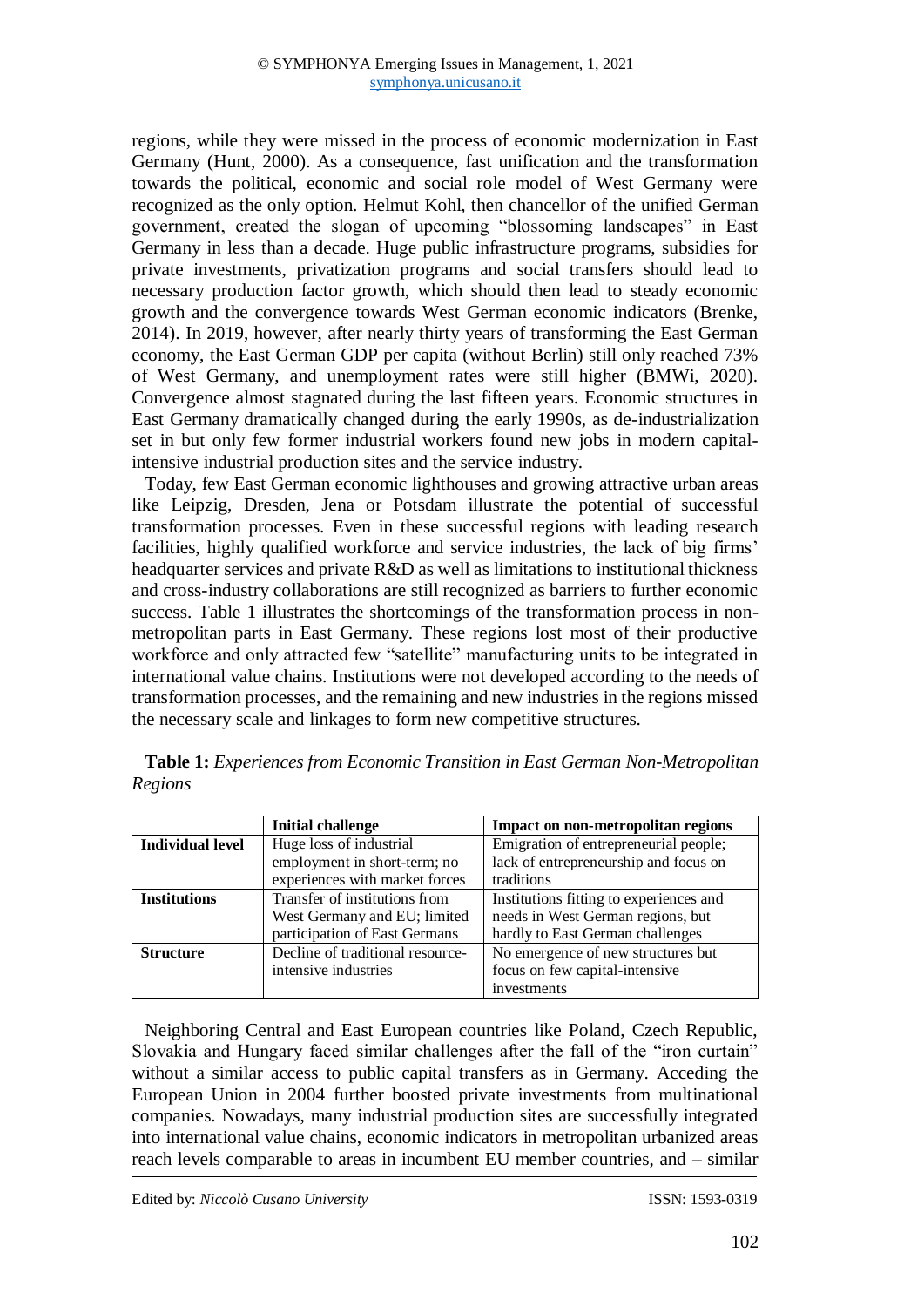regions, while they were missed in the process of economic modernization in East Germany (Hunt, 2000). As a consequence, fast unification and the transformation towards the political, economic and social role model of West Germany were recognized as the only option. Helmut Kohl, then chancellor of the unified German government, created the slogan of upcoming "blossoming landscapes" in East Germany in less than a decade. Huge public infrastructure programs, subsidies for private investments, privatization programs and social transfers should lead to necessary production factor growth, which should then lead to steady economic growth and the convergence towards West German economic indicators (Brenke, 2014). In 2019, however, after nearly thirty years of transforming the East German economy, the East German GDP per capita (without Berlin) still only reached 73% of West Germany, and unemployment rates were still higher (BMWi, 2020). Convergence almost stagnated during the last fifteen years. Economic structures in East Germany dramatically changed during the early 1990s, as de-industrialization set in but only few former industrial workers found new jobs in modern capital-intensive industrial production sites and the service industry.

Today, few East German economic lighthouses and growing attractive urban areas like Leipzig, Dresden, Jena or Potsdam illustrate the potential of successful transformation processes. Even in these successful regions with leading research facilities, highly qualified workforce and service industries, the lack of big firms' headquarter services and private R&D as well as limitations to institutional thickness and cross-industry collaborations are still recognized as barriers to further economic success. Table 1 illustrates the shortcomings of the transformation process in non-metropolitan parts in East Germany. These regions lost most of their productive workforce and only attracted few "satellite" manufacturing units to be integrated in international value chains. Institutions were not developed according to the needs of transformation processes, and the remaining and new industries in the regions missed the necessary scale and linkages to form new competitive structures.

**Table 1:** *Experiences from Economic Transition in East German Non-Metropolitan Regions*

| | **Initial challenge** | **Impact on non-metropolitan regions** |
|---|---|---|
| **Individual level** | Huge loss of industrial employment in short-term; no experiences with market forces | Emigration of entrepreneurial people; lack of entrepreneurship and focus on traditions |
| **Institutions** | Transfer of institutions from West Germany and EU; limited participation of East Germans | Institutions fitting to experiences and needs in West German regions, but hardly to East German challenges |
| **Structure** | Decline of traditional resource-intensive industries | No emergence of new structures but focus on few capital-intensive investments |

Neighboring Central and East European countries like Poland, Czech Republic, Slovakia and Hungary faced similar challenges after the fall of the "iron curtain" without a similar access to public capital transfers as in Germany. Acceding the European Union in 2004 further boosted private investments from multinational companies. Nowadays, many industrial production sites are successfully integrated into international value chains, economic indicators in metropolitan urbanized areas reach levels comparable to areas in incumbent EU member countries, and – similar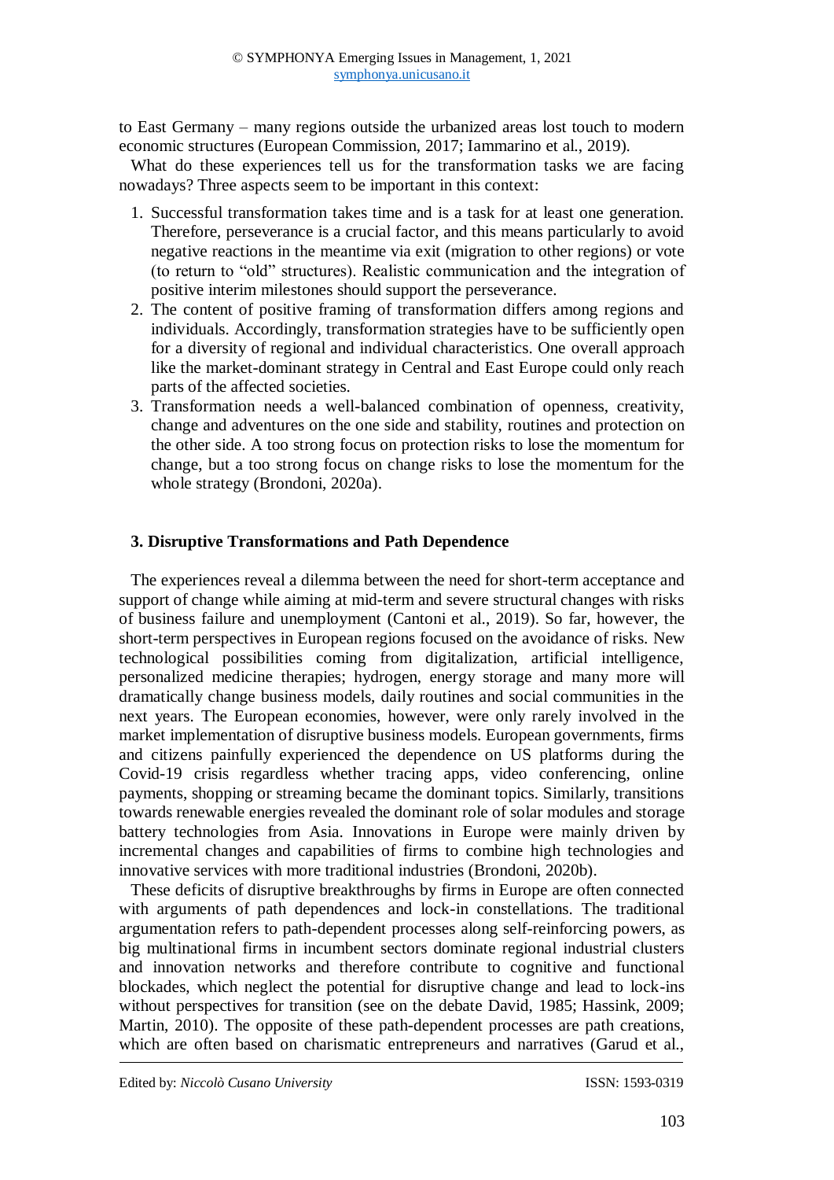to East Germany – many regions outside the urbanized areas lost touch to modern economic structures (European Commission, 2017; Iammarino et al., 2019).

What do these experiences tell us for the transformation tasks we are facing nowadays? Three aspects seem to be important in this context:

1. Successful transformation takes time and is a task for at least one generation. Therefore, perseverance is a crucial factor, and this means particularly to avoid negative reactions in the meantime via exit (migration to other regions) or vote (to return to "old" structures). Realistic communication and the integration of positive interim milestones should support the perseverance.
2. The content of positive framing of transformation differs among regions and individuals. Accordingly, transformation strategies have to be sufficiently open for a diversity of regional and individual characteristics. One overall approach like the market-dominant strategy in Central and East Europe could only reach parts of the affected societies.
3. Transformation needs a well-balanced combination of openness, creativity, change and adventures on the one side and stability, routines and protection on the other side. A too strong focus on protection risks to lose the momentum for change, but a too strong focus on change risks to lose the momentum for the whole strategy (Brondoni, 2020a).

## 3. Disruptive Transformations and Path Dependence

The experiences reveal a dilemma between the need for short-term acceptance and support of change while aiming at mid-term and severe structural changes with risks of business failure and unemployment (Cantoni et al., 2019). So far, however, the short-term perspectives in European regions focused on the avoidance of risks. New technological possibilities coming from digitalization, artificial intelligence, personalized medicine therapies; hydrogen, energy storage and many more will dramatically change business models, daily routines and social communities in the next years. The European economies, however, were only rarely involved in the market implementation of disruptive business models. European governments, firms and citizens painfully experienced the dependence on US platforms during the Covid-19 crisis regardless whether tracing apps, video conferencing, online payments, shopping or streaming became the dominant topics. Similarly, transitions towards renewable energies revealed the dominant role of solar modules and storage battery technologies from Asia. Innovations in Europe were mainly driven by incremental changes and capabilities of firms to combine high technologies and innovative services with more traditional industries (Brondoni, 2020b).

These deficits of disruptive breakthroughs by firms in Europe are often connected with arguments of path dependences and lock-in constellations. The traditional argumentation refers to path-dependent processes along self-reinforcing powers, as big multinational firms in incumbent sectors dominate regional industrial clusters and innovation networks and therefore contribute to cognitive and functional blockades, which neglect the potential for disruptive change and lead to lock-ins without perspectives for transition (see on the debate David, 1985; Hassink, 2009; Martin, 2010). The opposite of these path-dependent processes are path creations, which are often based on charismatic entrepreneurs and narratives (Garud et al.,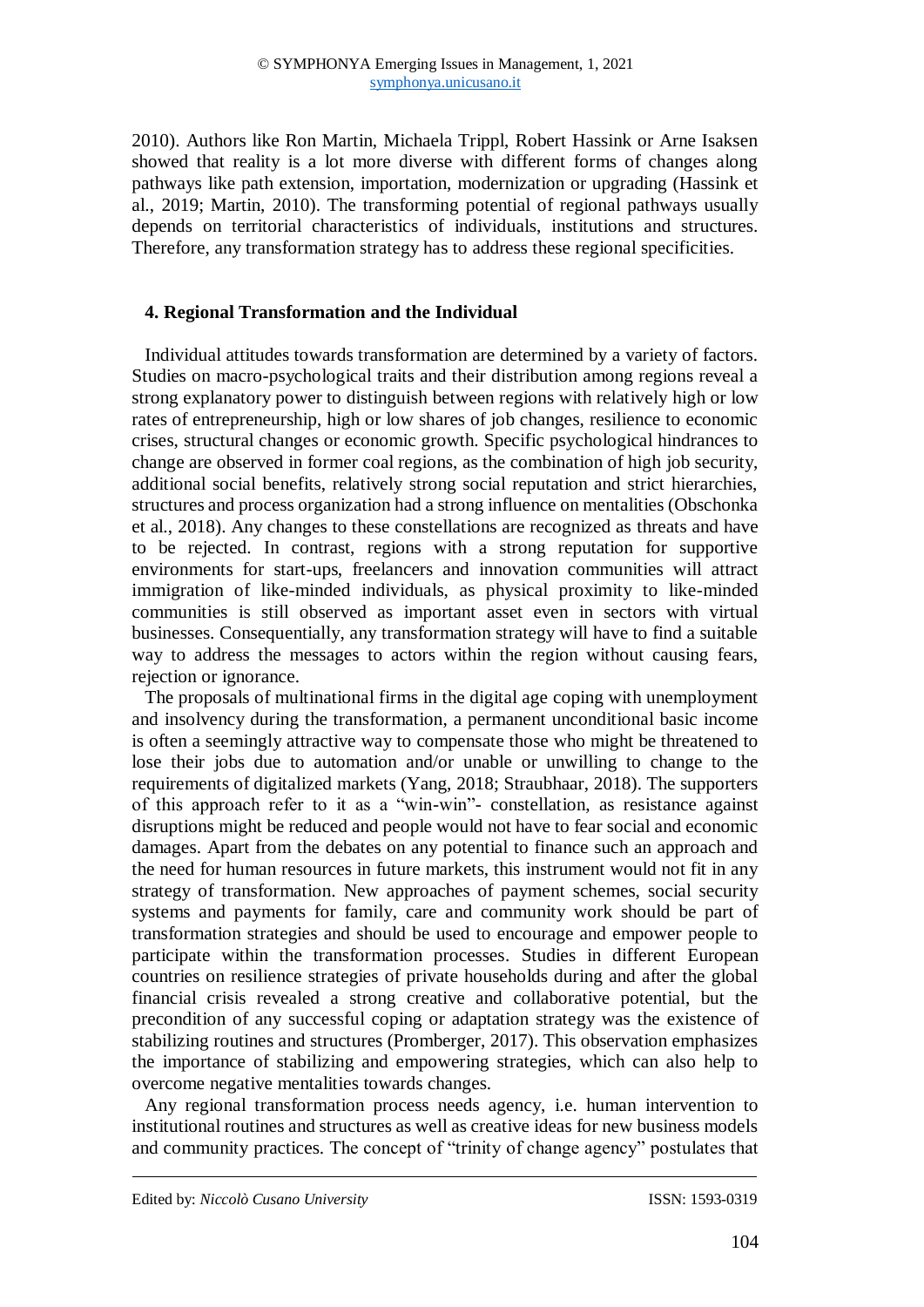2010). Authors like Ron Martin, Michaela Trippl, Robert Hassink or Arne Isaksen showed that reality is a lot more diverse with different forms of changes along pathways like path extension, importation, modernization or upgrading (Hassink et al., 2019; Martin, 2010). The transforming potential of regional pathways usually depends on territorial characteristics of individuals, institutions and structures. Therefore, any transformation strategy has to address these regional specificities.

## 4. Regional Transformation and the Individual

Individual attitudes towards transformation are determined by a variety of factors. Studies on macro-psychological traits and their distribution among regions reveal a strong explanatory power to distinguish between regions with relatively high or low rates of entrepreneurship, high or low shares of job changes, resilience to economic crises, structural changes or economic growth. Specific psychological hindrances to change are observed in former coal regions, as the combination of high job security, additional social benefits, relatively strong social reputation and strict hierarchies, structures and process organization had a strong influence on mentalities (Obschonka et al., 2018). Any changes to these constellations are recognized as threats and have to be rejected. In contrast, regions with a strong reputation for supportive environments for start-ups, freelancers and innovation communities will attract immigration of like-minded individuals, as physical proximity to like-minded communities is still observed as important asset even in sectors with virtual businesses. Consequentially, any transformation strategy will have to find a suitable way to address the messages to actors within the region without causing fears, rejection or ignorance.

The proposals of multinational firms in the digital age coping with unemployment and insolvency during the transformation, a permanent unconditional basic income is often a seemingly attractive way to compensate those who might be threatened to lose their jobs due to automation and/or unable or unwilling to change to the requirements of digitalized markets (Yang, 2018; Straubhaar, 2018). The supporters of this approach refer to it as a "win-win"- constellation, as resistance against disruptions might be reduced and people would not have to fear social and economic damages. Apart from the debates on any potential to finance such an approach and the need for human resources in future markets, this instrument would not fit in any strategy of transformation. New approaches of payment schemes, social security systems and payments for family, care and community work should be part of transformation strategies and should be used to encourage and empower people to participate within the transformation processes. Studies in different European countries on resilience strategies of private households during and after the global financial crisis revealed a strong creative and collaborative potential, but the precondition of any successful coping or adaptation strategy was the existence of stabilizing routines and structures (Promberger, 2017). This observation emphasizes the importance of stabilizing and empowering strategies, which can also help to overcome negative mentalities towards changes.

Any regional transformation process needs agency, i.e. human intervention to institutional routines and structures as well as creative ideas for new business models and community practices. The concept of "trinity of change agency" postulates that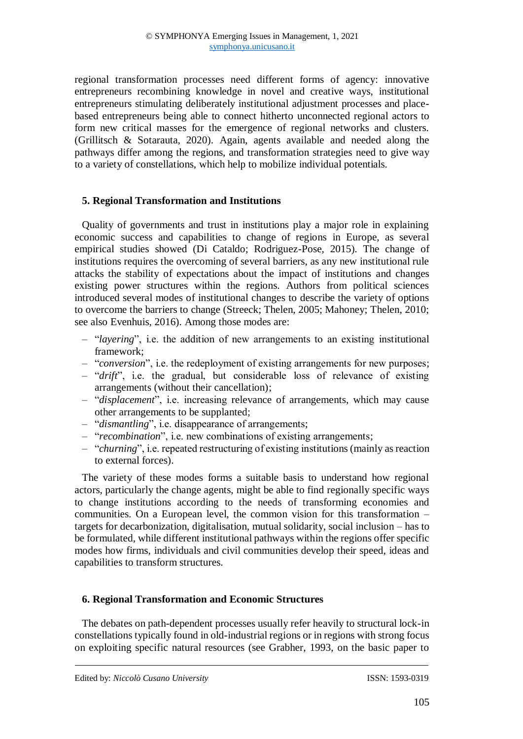regional transformation processes need different forms of agency: innovative entrepreneurs recombining knowledge in novel and creative ways, institutional entrepreneurs stimulating deliberately institutional adjustment processes and place-based entrepreneurs being able to connect hitherto unconnected regional actors to form new critical masses for the emergence of regional networks and clusters. (Grillitsch & Sotarauta, 2020). Again, agents available and needed along the pathways differ among the regions, and transformation strategies need to give way to a variety of constellations, which help to mobilize individual potentials.

## 5. Regional Transformation and Institutions

Quality of governments and trust in institutions play a major role in explaining economic success and capabilities to change of regions in Europe, as several empirical studies showed (Di Cataldo; Rodriguez-Pose, 2015). The change of institutions requires the overcoming of several barriers, as any new institutional rule attacks the stability of expectations about the impact of institutions and changes existing power structures within the regions. Authors from political sciences introduced several modes of institutional changes to describe the variety of options to overcome the barriers to change (Streeck; Thelen, 2005; Mahoney; Thelen, 2010; see also Evenhuis, 2016). Among those modes are:

- "*layering*", i.e. the addition of new arrangements to an existing institutional framework;
- "*conversion*", i.e. the redeployment of existing arrangements for new purposes;
- "*drift*", i.e. the gradual, but considerable loss of relevance of existing arrangements (without their cancellation);
- "*displacement*", i.e. increasing relevance of arrangements, which may cause other arrangements to be supplanted;
- "*dismantling*", i.e. disappearance of arrangements;
- "*recombination*", i.e. new combinations of existing arrangements;
- "*churning*", i.e. repeated restructuring of existing institutions (mainly as reaction to external forces).

The variety of these modes forms a suitable basis to understand how regional actors, particularly the change agents, might be able to find regionally specific ways to change institutions according to the needs of transforming economies and communities. On a European level, the common vision for this transformation – targets for decarbonization, digitalisation, mutual solidarity, social inclusion – has to be formulated, while different institutional pathways within the regions offer specific modes how firms, individuals and civil communities develop their speed, ideas and capabilities to transform structures.

## 6. Regional Transformation and Economic Structures

The debates on path-dependent processes usually refer heavily to structural lock-in constellations typically found in old-industrial regions or in regions with strong focus on exploiting specific natural resources (see Grabher, 1993, on the basic paper to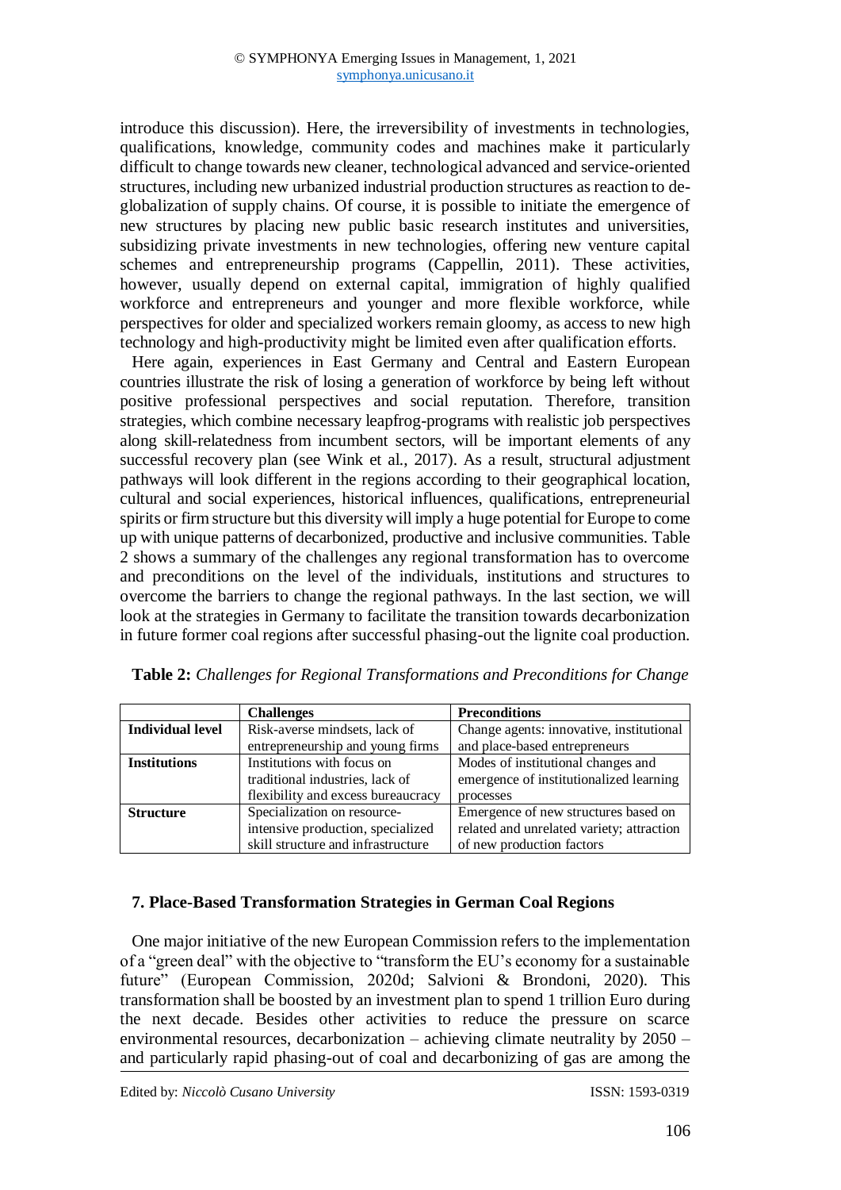introduce this discussion). Here, the irreversibility of investments in technologies, qualifications, knowledge, community codes and machines make it particularly difficult to change towards new cleaner, technological advanced and service-oriented structures, including new urbanized industrial production structures as reaction to de-globalization of supply chains. Of course, it is possible to initiate the emergence of new structures by placing new public basic research institutes and universities, subsidizing private investments in new technologies, offering new venture capital schemes and entrepreneurship programs (Cappellin, 2011). These activities, however, usually depend on external capital, immigration of highly qualified workforce and entrepreneurs and younger and more flexible workforce, while perspectives for older and specialized workers remain gloomy, as access to new high technology and high-productivity might be limited even after qualification efforts.

Here again, experiences in East Germany and Central and Eastern European countries illustrate the risk of losing a generation of workforce by being left without positive professional perspectives and social reputation. Therefore, transition strategies, which combine necessary leapfrog-programs with realistic job perspectives along skill-relatedness from incumbent sectors, will be important elements of any successful recovery plan (see Wink et al., 2017). As a result, structural adjustment pathways will look different in the regions according to their geographical location, cultural and social experiences, historical influences, qualifications, entrepreneurial spirits or firm structure but this diversity will imply a huge potential for Europe to come up with unique patterns of decarbonized, productive and inclusive communities. Table 2 shows a summary of the challenges any regional transformation has to overcome and preconditions on the level of the individuals, institutions and structures to overcome the barriers to change the regional pathways. In the last section, we will look at the strategies in Germany to facilitate the transition towards decarbonization in future former coal regions after successful phasing-out the lignite coal production.

**Table 2:** *Challenges for Regional Transformations and Preconditions for Change*

| | **Challenges** | **Preconditions** |
|---|---|---|
| **Individual level** | Risk-averse mindsets, lack of entrepreneurship and young firms | Change agents: innovative, institutional and place-based entrepreneurs |
| **Institutions** | Institutions with focus on traditional industries, lack of flexibility and excess bureaucracy | Modes of institutional changes and emergence of institutionalized learning processes |
| **Structure** | Specialization on resource-intensive production, specialized skill structure and infrastructure | Emergence of new structures based on related and unrelated variety; attraction of new production factors |

## 7. Place-Based Transformation Strategies in German Coal Regions

One major initiative of the new European Commission refers to the implementation of a "green deal" with the objective to "transform the EU's economy for a sustainable future" (European Commission, 2020d; Salvioni & Brondoni, 2020). This transformation shall be boosted by an investment plan to spend 1 trillion Euro during the next decade. Besides other activities to reduce the pressure on scarce environmental resources, decarbonization – achieving climate neutrality by 2050 – and particularly rapid phasing-out of coal and decarbonizing of gas are among the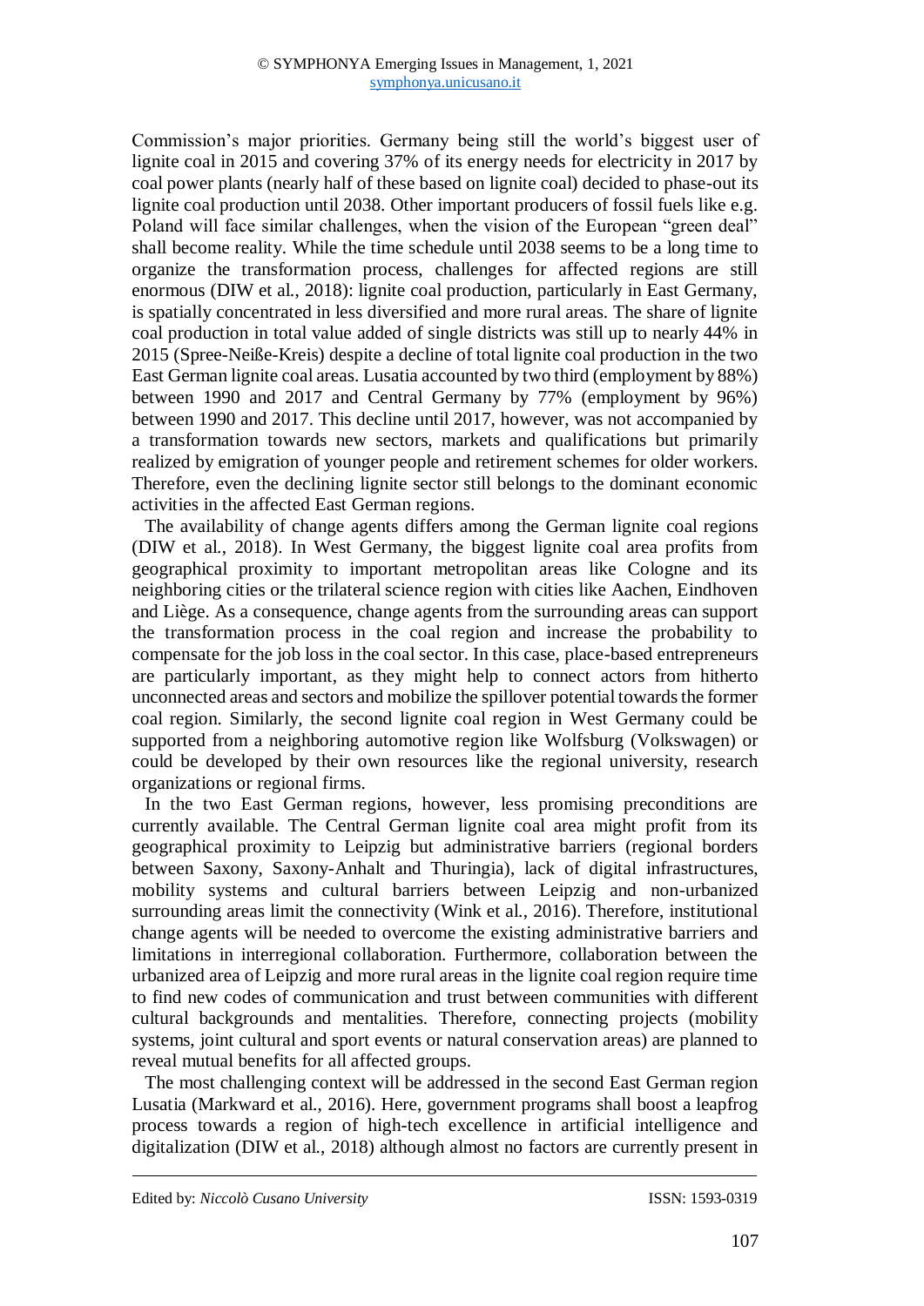Commission's major priorities. Germany being still the world's biggest user of lignite coal in 2015 and covering 37% of its energy needs for electricity in 2017 by coal power plants (nearly half of these based on lignite coal) decided to phase-out its lignite coal production until 2038. Other important producers of fossil fuels like e.g. Poland will face similar challenges, when the vision of the European "green deal" shall become reality. While the time schedule until 2038 seems to be a long time to organize the transformation process, challenges for affected regions are still enormous (DIW et al., 2018): lignite coal production, particularly in East Germany, is spatially concentrated in less diversified and more rural areas. The share of lignite coal production in total value added of single districts was still up to nearly 44% in 2015 (Spree-Neiße-Kreis) despite a decline of total lignite coal production in the two East German lignite coal areas. Lusatia accounted by two third (employment by 88%) between 1990 and 2017 and Central Germany by 77% (employment by 96%) between 1990 and 2017. This decline until 2017, however, was not accompanied by a transformation towards new sectors, markets and qualifications but primarily realized by emigration of younger people and retirement schemes for older workers. Therefore, even the declining lignite sector still belongs to the dominant economic activities in the affected East German regions.

The availability of change agents differs among the German lignite coal regions (DIW et al., 2018). In West Germany, the biggest lignite coal area profits from geographical proximity to important metropolitan areas like Cologne and its neighboring cities or the trilateral science region with cities like Aachen, Eindhoven and Liège. As a consequence, change agents from the surrounding areas can support the transformation process in the coal region and increase the probability to compensate for the job loss in the coal sector. In this case, place-based entrepreneurs are particularly important, as they might help to connect actors from hitherto unconnected areas and sectors and mobilize the spillover potential towards the former coal region. Similarly, the second lignite coal region in West Germany could be supported from a neighboring automotive region like Wolfsburg (Volkswagen) or could be developed by their own resources like the regional university, research organizations or regional firms.

In the two East German regions, however, less promising preconditions are currently available. The Central German lignite coal area might profit from its geographical proximity to Leipzig but administrative barriers (regional borders between Saxony, Saxony-Anhalt and Thuringia), lack of digital infrastructures, mobility systems and cultural barriers between Leipzig and non-urbanized surrounding areas limit the connectivity (Wink et al., 2016). Therefore, institutional change agents will be needed to overcome the existing administrative barriers and limitations in interregional collaboration. Furthermore, collaboration between the urbanized area of Leipzig and more rural areas in the lignite coal region require time to find new codes of communication and trust between communities with different cultural backgrounds and mentalities. Therefore, connecting projects (mobility systems, joint cultural and sport events or natural conservation areas) are planned to reveal mutual benefits for all affected groups.

The most challenging context will be addressed in the second East German region Lusatia (Markward et al., 2016). Here, government programs shall boost a leapfrog process towards a region of high-tech excellence in artificial intelligence and digitalization (DIW et al., 2018) although almost no factors are currently present in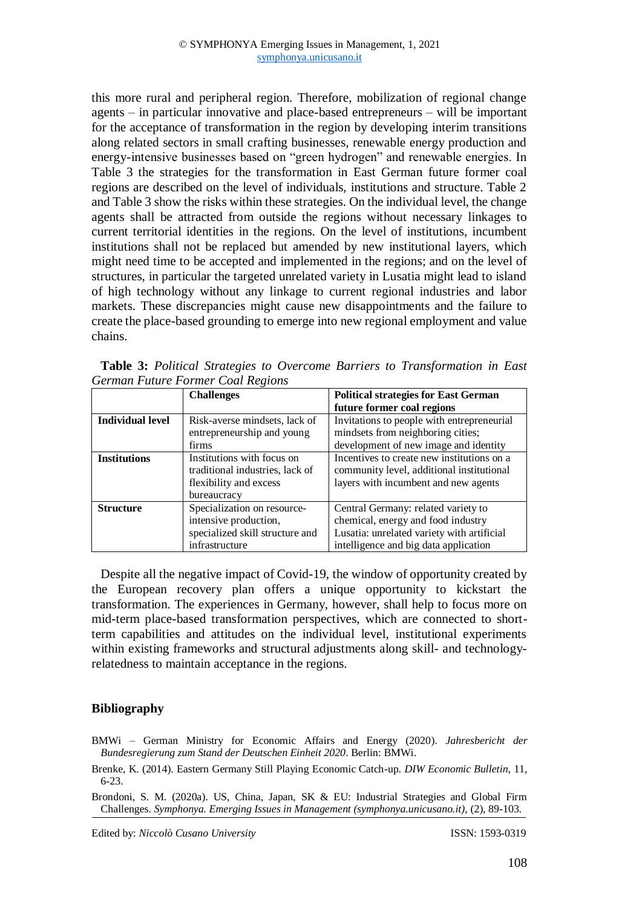this more rural and peripheral region. Therefore, mobilization of regional change agents – in particular innovative and place-based entrepreneurs – will be important for the acceptance of transformation in the region by developing interim transitions along related sectors in small crafting businesses, renewable energy production and energy-intensive businesses based on "green hydrogen" and renewable energies. In Table 3 the strategies for the transformation in East German future former coal regions are described on the level of individuals, institutions and structure. Table 2 and Table 3 show the risks within these strategies. On the individual level, the change agents shall be attracted from outside the regions without necessary linkages to current territorial identities in the regions. On the level of institutions, incumbent institutions shall not be replaced but amended by new institutional layers, which might need time to be accepted and implemented in the regions; and on the level of structures, in particular the targeted unrelated variety in Lusatia might lead to island of high technology without any linkage to current regional industries and labor markets. These discrepancies might cause new disappointments and the failure to create the place-based grounding to emerge into new regional employment and value chains.

**Table 3:** *Political Strategies to Overcome Barriers to Transformation in East German Future Former Coal Regions*

| | **Challenges** | **Political strategies for East German future former coal regions** |
|---|---|---|
| **Individual level** | Risk-averse mindsets, lack of entrepreneurship and young firms | Invitations to people with entrepreneurial mindsets from neighboring cities; development of new image and identity |
| **Institutions** | Institutions with focus on traditional industries, lack of flexibility and excess bureaucracy | Incentives to create new institutions on a community level, additional institutional layers with incumbent and new agents |
| **Structure** | Specialization on resource-intensive production, specialized skill structure and infrastructure | Central Germany: related variety to chemical, energy and food industry<br>Lusatia: unrelated variety with artificial intelligence and big data application |

Despite all the negative impact of Covid-19, the window of opportunity created by the European recovery plan offers a unique opportunity to kickstart the transformation. The experiences in Germany, however, shall help to focus more on mid-term place-based transformation perspectives, which are connected to short-term capabilities and attitudes on the individual level, institutional experiments within existing frameworks and structural adjustments along skill- and technology-relatedness to maintain acceptance in the regions.

## Bibliography

BMWi – German Ministry for Economic Affairs and Energy (2020). *Jahresbericht der Bundesregierung zum Stand der Deutschen Einheit 2020*. Berlin: BMWi.

Brenke, K. (2014). Eastern Germany Still Playing Economic Catch-up. *DIW Economic Bulletin*, 11, 6-23.

Brondoni, S. M. (2020a). US, China, Japan, SK & EU: Industrial Strategies and Global Firm Challenges. *Symphonya. Emerging Issues in Management (symphonya.unicusano.it)*, (2), 89-103.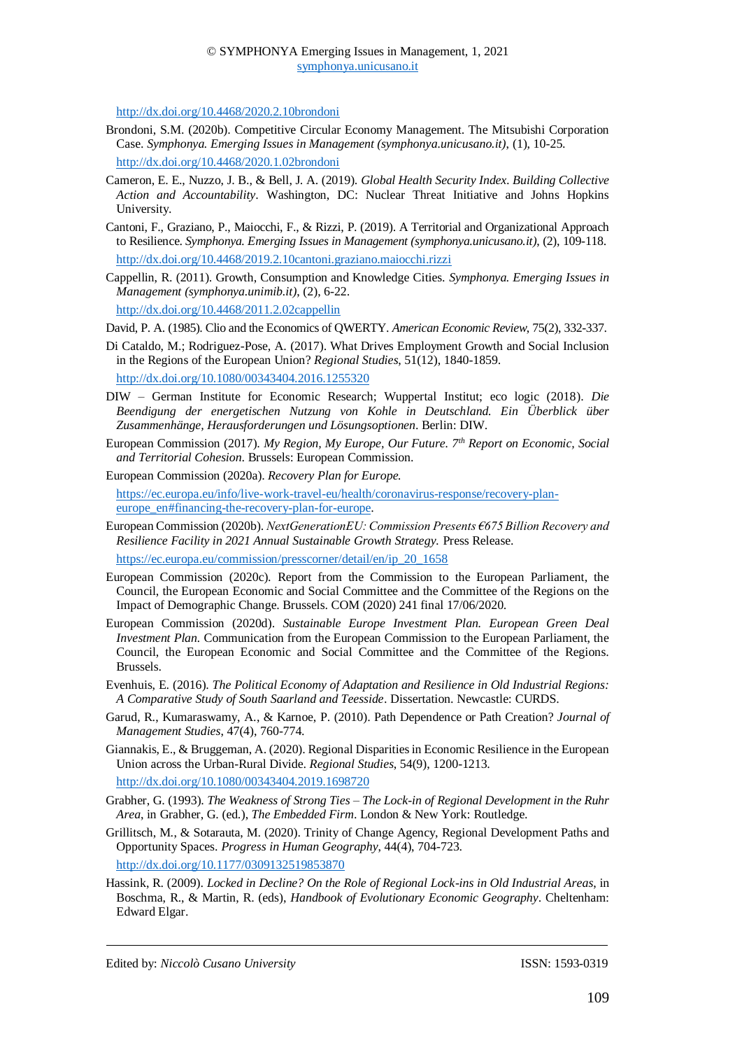http://dx.doi.org/10.4468/2020.2.10brondoni

Brondoni, S.M. (2020b). Competitive Circular Economy Management. The Mitsubishi Corporation Case. *Symphonya. Emerging Issues in Management (symphonya.unicusano.it)*, (1), 10-25. http://dx.doi.org/10.4468/2020.1.02brondoni

Cameron, E. E., Nuzzo, J. B., & Bell, J. A. (2019). *Global Health Security Index. Building Collective Action and Accountability*. Washington, DC: Nuclear Threat Initiative and Johns Hopkins University.

Cantoni, F., Graziano, P., Maiocchi, F., & Rizzi, P. (2019). A Territorial and Organizational Approach to Resilience. *Symphonya. Emerging Issues in Management (symphonya.unicusano.it)*, (2), 109-118. http://dx.doi.org/10.4468/2019.2.10cantoni.graziano.maiocchi.rizzi

Cappellin, R. (2011). Growth, Consumption and Knowledge Cities. *Symphonya. Emerging Issues in Management (symphonya.unimib.it)*, (2), 6-22. http://dx.doi.org/10.4468/2011.2.02cappellin

David, P. A. (1985). Clio and the Economics of QWERTY. *American Economic Review*, 75(2), 332-337.

Di Cataldo, M.; Rodriguez-Pose, A. (2017). What Drives Employment Growth and Social Inclusion in the Regions of the European Union? *Regional Studies*, 51(12), 1840-1859. http://dx.doi.org/10.1080/00343404.2016.1255320

DIW – German Institute for Economic Research; Wuppertal Institut; eco logic (2018). *Die Beendigung der energetischen Nutzung von Kohle in Deutschland. Ein Überblick über Zusammenhänge, Herausforderungen und Lösungsoptionen*. Berlin: DIW.

European Commission (2017). *My Region, My Europe, Our Future. 7th Report on Economic, Social and Territorial Cohesion*. Brussels: European Commission.

European Commission (2020a). *Recovery Plan for Europe.* https://ec.europa.eu/info/live-work-travel-eu/health/coronavirus-response/recovery-plan-europe_en#financing-the-recovery-plan-for-europe.

European Commission (2020b). *NextGenerationEU: Commission Presents €675 Billion Recovery and Resilience Facility in 2021 Annual Sustainable Growth Strategy.* Press Release. https://ec.europa.eu/commission/presscorner/detail/en/ip_20_1658

European Commission (2020c). Report from the Commission to the European Parliament, the Council, the European Economic and Social Committee and the Committee of the Regions on the Impact of Demographic Change. Brussels. COM (2020) 241 final 17/06/2020.

European Commission (2020d). *Sustainable Europe Investment Plan. European Green Deal Investment Plan.* Communication from the European Commission to the European Parliament, the Council, the European Economic and Social Committee and the Committee of the Regions. Brussels.

Evenhuis, E. (2016). *The Political Economy of Adaptation and Resilience in Old Industrial Regions: A Comparative Study of South Saarland and Teesside*. Dissertation. Newcastle: CURDS.

Garud, R., Kumaraswamy, A., & Karnoe, P. (2010). Path Dependence or Path Creation? *Journal of Management Studies*, 47(4), 760-774.

Giannakis, E., & Bruggeman, A. (2020). Regional Disparities in Economic Resilience in the European Union across the Urban-Rural Divide. *Regional Studies*, 54(9), 1200-1213. http://dx.doi.org/10.1080/00343404.2019.1698720

Grabher, G. (1993). *The Weakness of Strong Ties – The Lock-in of Regional Development in the Ruhr Area*, in Grabher, G. (ed.), *The Embedded Firm*. London & New York: Routledge.

Grillitsch, M., & Sotarauta, M. (2020). Trinity of Change Agency, Regional Development Paths and Opportunity Spaces. *Progress in Human Geography*, 44(4), 704-723. http://dx.doi.org/10.1177/0309132519853870

Hassink, R. (2009). *Locked in Decline? On the Role of Regional Lock-ins in Old Industrial Areas*, in Boschma, R., & Martin, R. (eds), *Handbook of Evolutionary Economic Geography*. Cheltenham: Edward Elgar.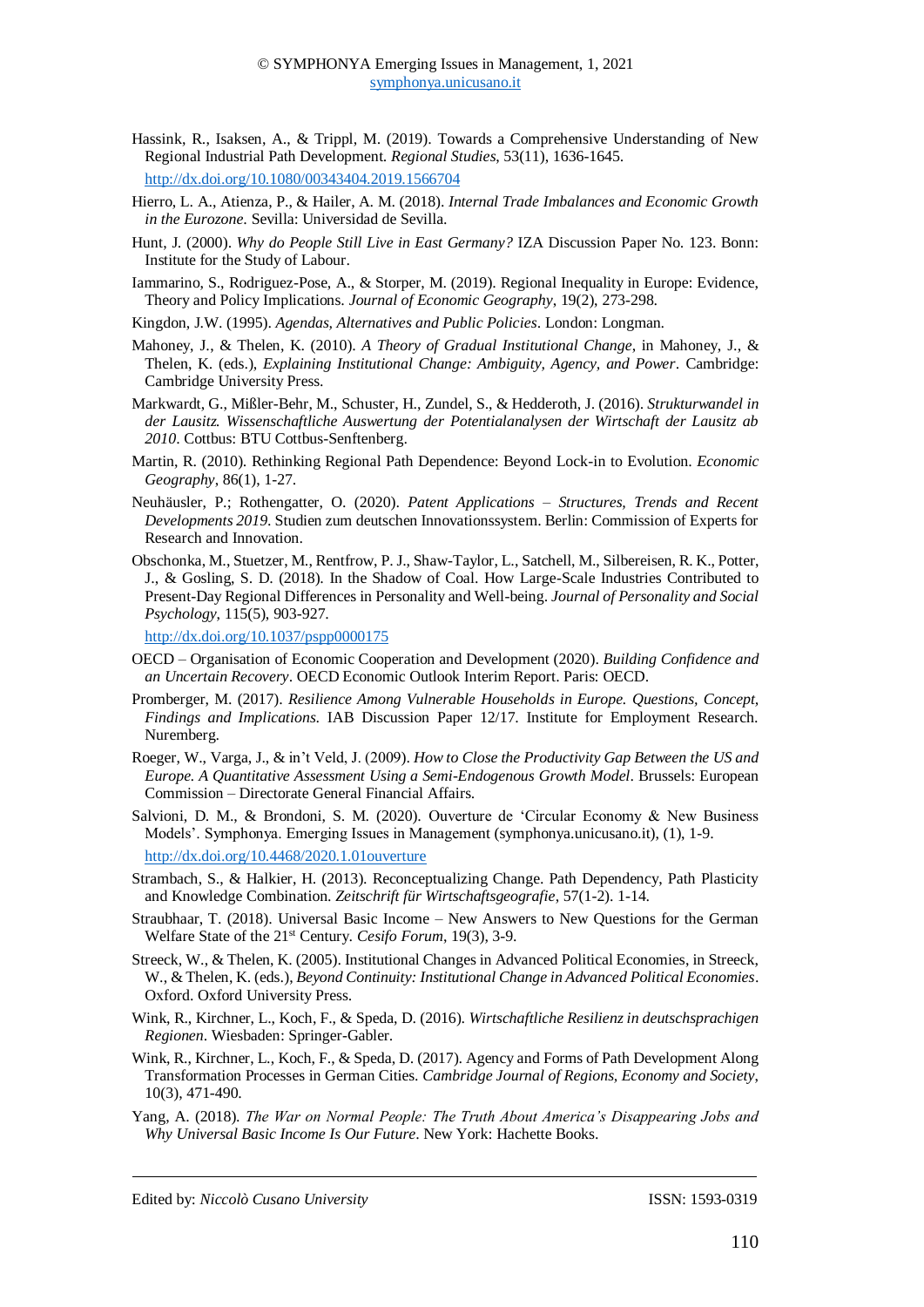Hassink, R., Isaksen, A., & Trippl, M. (2019). Towards a Comprehensive Understanding of New Regional Industrial Path Development. *Regional Studies*, 53(11), 1636-1645.
http://dx.doi.org/10.1080/00343404.2019.1566704

Hierro, L. A., Atienza, P., & Hailer, A. M. (2018). *Internal Trade Imbalances and Economic Growth in the Eurozone*. Sevilla: Universidad de Sevilla.

Hunt, J. (2000). *Why do People Still Live in East Germany?* IZA Discussion Paper No. 123. Bonn: Institute for the Study of Labour.

Iammarino, S., Rodriguez-Pose, A., & Storper, M. (2019). Regional Inequality in Europe: Evidence, Theory and Policy Implications. *Journal of Economic Geography*, 19(2), 273-298.

Kingdon, J.W. (1995). *Agendas, Alternatives and Public Policies*. London: Longman.

Mahoney, J., & Thelen, K. (2010). *A Theory of Gradual Institutional Change*, in Mahoney, J., & Thelen, K. (eds.), *Explaining Institutional Change: Ambiguity, Agency, and Power*. Cambridge: Cambridge University Press.

Markwardt, G., Mißler-Behr, M., Schuster, H., Zundel, S., & Hedderoth, J. (2016). *Strukturwandel in der Lausitz. Wissenschaftliche Auswertung der Potentialanalysen der Wirtschaft der Lausitz ab 2010*. Cottbus: BTU Cottbus-Senftenberg.

Martin, R. (2010). Rethinking Regional Path Dependence: Beyond Lock-in to Evolution. *Economic Geography*, 86(1), 1-27.

Neuhäusler, P.; Rothengatter, O. (2020). *Patent Applications – Structures, Trends and Recent Developments 2019*. Studien zum deutschen Innovationssystem. Berlin: Commission of Experts for Research and Innovation.

Obschonka, M., Stuetzer, M., Rentfrow, P. J., Shaw-Taylor, L., Satchell, M., Silbereisen, R. K., Potter, J., & Gosling, S. D. (2018). In the Shadow of Coal. How Large-Scale Industries Contributed to Present-Day Regional Differences in Personality and Well-being. *Journal of Personality and Social Psychology*, 115(5), 903-927.
http://dx.doi.org/10.1037/pspp0000175

OECD – Organisation of Economic Cooperation and Development (2020). *Building Confidence and an Uncertain Recovery*. OECD Economic Outlook Interim Report. Paris: OECD.

Promberger, M. (2017). *Resilience Among Vulnerable Households in Europe. Questions, Concept, Findings and Implications*. IAB Discussion Paper 12/17. Institute for Employment Research. Nuremberg.

Roeger, W., Varga, J., & in't Veld, J. (2009). *How to Close the Productivity Gap Between the US and Europe. A Quantitative Assessment Using a Semi-Endogenous Growth Model*. Brussels: European Commission – Directorate General Financial Affairs.

Salvioni, D. M., & Brondoni, S. M. (2020). Ouverture de 'Circular Economy & New Business Models'. Symphonya. Emerging Issues in Management (symphonya.unicusano.it), (1), 1-9.
http://dx.doi.org/10.4468/2020.1.01ouverture

Strambach, S., & Halkier, H. (2013). Reconceptualizing Change. Path Dependency, Path Plasticity and Knowledge Combination. *Zeitschrift für Wirtschaftsgeografie*, 57(1-2). 1-14.

Straubhaar, T. (2018). Universal Basic Income – New Answers to New Questions for the German Welfare State of the 21st Century. *Cesifo Forum*, 19(3), 3-9.

Streeck, W., & Thelen, K. (2005). Institutional Changes in Advanced Political Economies, in Streeck, W., & Thelen, K. (eds.), *Beyond Continuity: Institutional Change in Advanced Political Economies*. Oxford. Oxford University Press.

Wink, R., Kirchner, L., Koch, F., & Speda, D. (2016). *Wirtschaftliche Resilienz in deutschsprachigen Regionen*. Wiesbaden: Springer-Gabler.

Wink, R., Kirchner, L., Koch, F., & Speda, D. (2017). Agency and Forms of Path Development Along Transformation Processes in German Cities. *Cambridge Journal of Regions, Economy and Society*, 10(3), 471-490.

Yang, A. (2018). *The War on Normal People: The Truth About America's Disappearing Jobs and Why Universal Basic Income Is Our Future*. New York: Hachette Books.